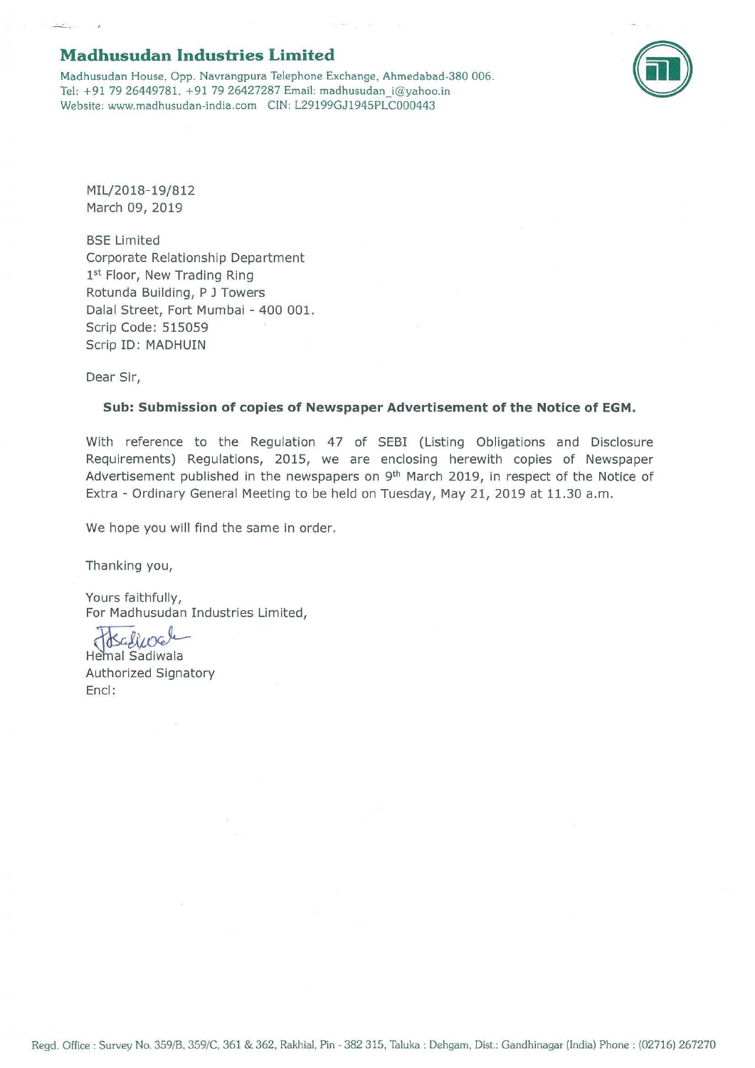# Madhusudan Industries Limited

Madhusudan House, Opp. Navrangpura Telephone Exchange, Ahmedabad-380 006.
Tel: +91 79 26449781, +91 79 26427287 Email: madhusudan_i@yahoo.in
Website: www.madhusudan-india.com CIN: L29199GJ1945PLC000443

MIL/2018-19/812
March 09, 2019

BSE Limited
Corporate Relationship Department
1st Floor, New Trading Ring
Rotunda Building, P J Towers
Dalal Street, Fort Mumbai - 400 001.
Scrip Code: 515059
Scrip ID: MADHUIN

Dear Sir,

**Sub: Submission of copies of Newspaper Advertisement of the Notice of EGM.**

With reference to the Regulation 47 of SEBI (Listing Obligations and Disclosure Requirements) Regulations, 2015, we are enclosing herewith copies of Newspaper Advertisement published in the newspapers on 9th March 2019, in respect of the Notice of Extra - Ordinary General Meeting to be held on Tuesday, May 21, 2019 at 11.30 a.m.

We hope you will find the same in order.

Thanking you,

Yours faithfully,
For Madhusudan Industries Limited,

Hemal Sadiwala
Authorized Signatory
Encl:

Regd. Office : Survey No. 359/B, 359/C, 361 & 362, Rakhial, Pin - 382 315, Taluka : Dehgam, Dist.: Gandhinagar (India) Phone : (02716) 267270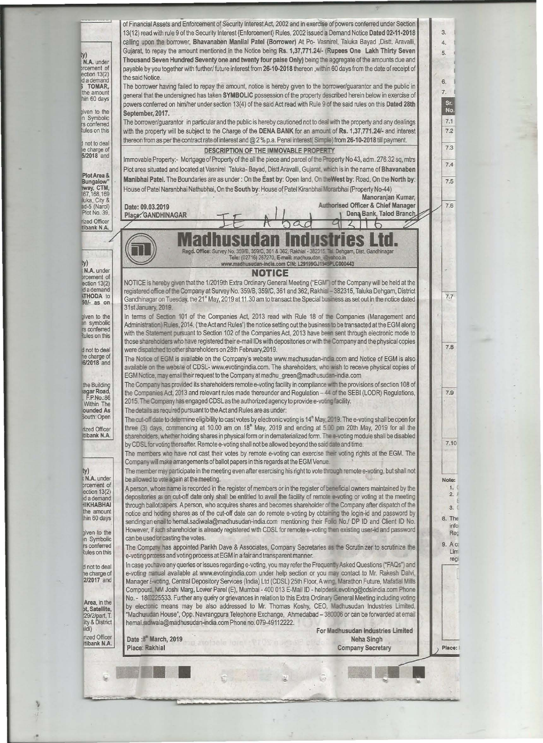of Financial Assets and Enforcement of Security Interest Act, 2002 and in exercise of powers conferred under Section 13(12) read with rule 9 of the Security Interest {Enforcement} Rules, 2002 issued a Demand Notice **Dated 02-11-2018** calling upon the borrower, **Bhavanaben Manilal Patel (Borrower)** At Po- Vasnirel, Taluka Bayad ,Distt. Aravalli, Gujarat, to repay the amount mentioned in the Notice being **Rs. 1,37,771.24/- (Rupees One Lakh Thirty Seven Thousand Seven Hundred Seventy one and twenty four paise Only)** being the aggregate of the amounts due and payable by you together with further/ future interest from **26-10-2018** thereon ,within 60 days from the date of receipt of the said Notice.

The borrower having failed to repay the amount, notice is hereby given to the borrower/guarantor and the public in general that the undersigned has taken **SYMBOLIC** possession of the property described herein below in exercise of powers conferred on him/her under section 13(4) of the said Act read with Rule 9 of the said rules on this **Dated 28th September, 2017.**

The borrower/guarantor in particular and the public is hereby cautioned not to deal with the property and any dealings with the property will be subject to the Charge of the **DENA BANK** for an amount of **Rs. 1,37,771.24/-** and interest thereon from as per the contract rate of interest and @ 2 % p.a. Penal interest( Simple) from **26-10-2018** till payment.

**DESCRIPTION OF THE IMMOVABLE PROPERTY**

Immovable Property:- Mortgage of Property of the all the piece and parcel of the Property No 43, adm. 276.32 sq, mtrs Plot area situated and located at Vasnirel Taluka- Bayad, Distt Aravalli, Gujarat, which is in the name of **Bhavanaben Manibhai Patel.** The Boundaries are as under : On the East by: Open land, On the West by: Road, On the North by: House of Patel Naranbhai Nathubhai, On the South by: House of Patel Kiranbhai Morarbhai (Property No-44)

**Date: 09.03.2019**
**Place: GANDHINAGAR**

**Manoranjan Kumar,**
**Authorised Officer & Chief Manager**
**Dena Bank, Talod Branch**

# Madhusudan Industries Ltd.

Regd. Office: Survey No. 359/B, 359/C, 361 & 362, Rakhial - 382315 Tal. Dehgam, Dist. Gandhinagar
Tele: (02716) 267270, E-mail: madhusudan_@yahoo.in
www.madhusudan-india.com CIN: L29199GJ1945PLC000443

## NOTICE

NOTICE is hereby given that the 1/2019th Extra Ordinary General Meeting ("EGM") of the Company will be held at the registered office of the Company at Survey No. 359/B, 359/C, 361 and 362, Rakhial – 382315, Taluka Dehgam, District Gandhinagar on Tuesday, the 21st May, 2019 at 11.30 am to transact the Special business as set out in the notice dated 31st January, 2019.

In terms of Section 101 of the Companies Act, 2013 read with Rule 18 of the Companies (Management and Administration) Rules, 2014, ('the Act and Rules') the notice setting out the business to be transacted at the EGM along with the Statement pursuant to Section 102 of the Companies Act, 2013 have been sent through electronic mode to those shareholders who have registered their e-mail IDs with depositories or with the Company and the physical copies were dispatched to other shareholders on 28th February,2019.

The Notice of EGM is available on the Company's website www.madhusudan-india.com and Notice of EGM is also available on the website of CDSL- www.evotingindia.com. The shareholders, who wish to receive physical copies of EGM Notice, may email their request to the Company at madhu_green@madhusudan-india.com

The Company has provided its shareholders remote e-voting facility in compliance with the provisions of section 108 of the Companies Act, 2013 and relevant rules made thereunder and Regulation – 44 of the SEBI (LODR) Regulations, 2015. The Company has engaged CDSL as the authorized agency to provide e-voting facility.

The details as required pursuant to the Act and Rules are as under:

The cut-off date to determine eligibility to cast votes by electronic voting is 14th May, 2019. The e-voting shall be open for three (3) days, commencing at 10.00 am on 18th May, 2019 and ending at 5.00 pm 20th May, 2019 for all the shareholders, whether holding shares in physical form or in dematerialized form. The e-voting module shall be disabled by CDSL for voting thereafter. Remote e-voting shall not be allowed beyond the said date and time.

The members who have not cast their votes by remote e-voting can exercise their voting rights at the EGM. The Company will make arrangements of ballot papers in this regards at the EGM Venue.

The member may participate in the meeting even after exercising his right to vote through remote e-voting, but shall not be allowed to vote again at the meeting.

A person, whose name is recorded in the register of members or in the register of beneficial owners maintained by the depositories as on cut-off date only shall be entitled to avail the facility of remote e-voting or voting at the meeting through ballot papers. A person, who acquires shares and becomes shareholder of the Company after dispatch of the notice and holding shares as of the cut-off date can do remote e-voting by obtaining the login-id and password by sending an email to hemal.sadiwala@madhusudan-india.com mentioning their Folio No./ DP ID and Client ID No. However, if such shareholder is already registered with CDSL for remote e-voting then existing user-id and password can be used for casting the votes.

The Company has appointed Parikh Dave & Associates, Company Secretaries as the Scrutinizer to scrutinize the e-voting process and voting process at EGM in a fair and transparent manner.

In case you have any queries or issues regarding e-voting, you may refer the Frequently Asked Questions ("FAQs") and e-voting manual available at www.evotingindia.com under help section or you may contact to Mr. Rakesh Dalvi, Manager E-voting, Central Depository Services (India) Ltd (CDSL) 25th Floor, A wing, Marathon Future, Mafatlal Mills Compound, NM Joshi Marg, Lower Parel (E), Mumbai - 400 013 E-Mail ID - helpdesk.evoting@cdslindia.com Phone No. - 18002225533. Further any query or grievances in relation to this Extra Ordinary General Meeting including voting by electronic means may be also addressed to Mr. Thomas Koshy, CEO, Madhusudan Industries Limited, "Madhusudan House", Opp. Navrangpura Telephone Exchange, Ahmedabad – 380006 or can be forwarded at email hemal.sadiwala@madhusudan-india.com Phone no. 079-49112222.

Date : 8th March, 2019
Place: Rakhial

**For Madhusudan Industries Limited**
**Neha Singh**
**Company Secretary**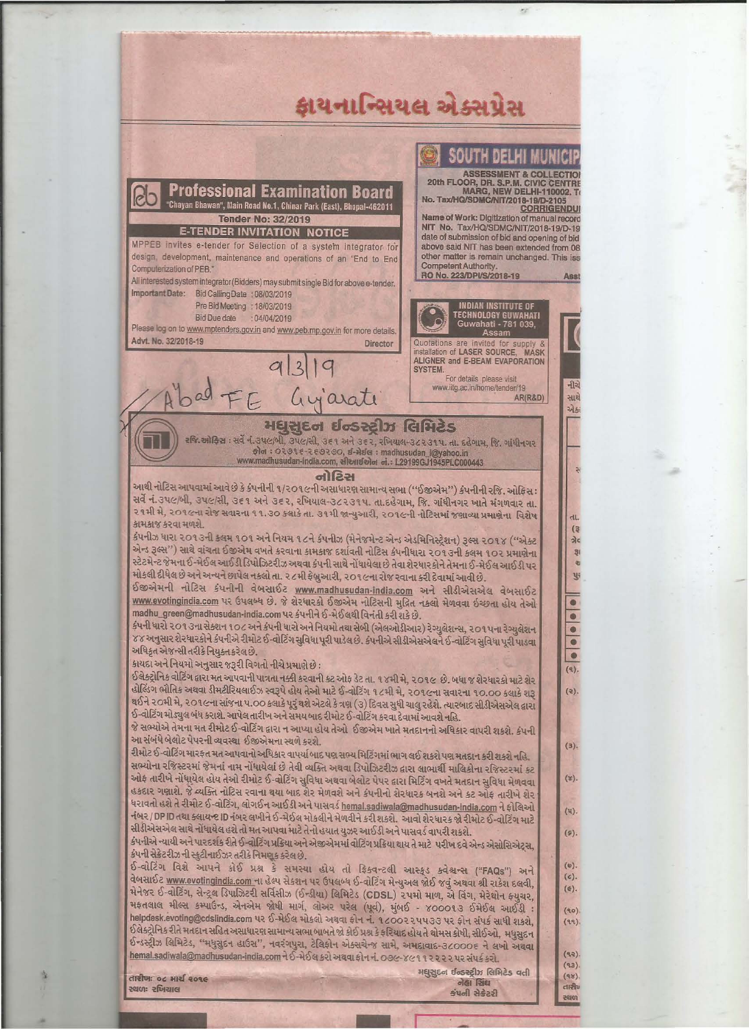# ફાયનાન્સિયલ એક્સપ્રેસ

## Professional Examination Board

"Chayan Bhawan", Main Road No.1, Chinar Park (East), Bhopal-462011

**Tender No: 32/2019**

**E-TENDER INVITATION NOTICE**

MPPEB invites e-tender for Selection of a system integrator for design, development, maintenance and operations of an "End to End Computerization of PEB."

All interested system integrator (Bidders) may submit single Bid for above e-tender.

Important Date: Bid Calling Date : 08/03/2019
Pre Bid Meeting : 18/03/2019
Bid Due date : 04/04/2019

Please log on to www.mptenders.gov.in and www.peb.mp.gov.in for more details.

Advt. No. 32/2018-19 Director

## SOUTH DELHI MUNICIP

ASSESSMENT & COLLECTIO
20th FLOOR, DR. S.P.M. CIVIC CENTRE
MARG, NEW DELHI-110002. T
No. Tax/HQ/SDMC/NIT/2018-19/D-2105
CORRIGENDU

Name of Work: Digitization of manual record
NIT No. Tax/HQ/SDMC/NIT/2018-19/D-19
date of submission of bid and opening of bid
above said NIT has been extended from 08
other matter is remain unchanged. This iss
Competent Authority.
RO No. 223/DPI/S/2018-19 Asst

## INDIAN INSTITUTE OF TECHNOLOGY GUWAHATI

Guwahati - 781 039, Assam

Quotations are invited for supply & installation of LASER SOURCE, MASK ALIGNER and E-BEAM EVAPORATION SYSTEM.

For details please visit www.iitg.ac.in/home/tender/19

AR(R&D)

9|3|19
A'bad FE Gujarati

## મધુસુદન ઈન્ડસ્ટ્રીઝ લિમિટેડ

રજિ.ઓફિસ : સર્વે નં.૩૫૯/બી, ૩૫૯/સી, ૩૬૧ અને ૩૬૨, રખિયાલ-૩૮૨૩૧૫. તા. દહેગામ, જિ. ગાંધીનગર
ફોન : ૦૨૭૧૬-૨૭૭૦, ઈ-મેઈલ : madhusudan_i@yahoo.in
www.madhusudan-india.com, સીઆઈએન નં.: L29199GJ1945PLC000443

### નોટિસ

આથી નોટિસ આપવામાં આવે છે કે કંપનીની ૧/૨૦૧૯ની અસાધારણ સામાન્ય સભા ("ઈજીએમ") કંપનીની રજિ. ઓફિસ: સર્વે નં.૩૫૯/બી, ૩૫૯/સી, ૩૬૧ અને ૩૬૨, રખિયાલ-૩૮૨૩૧૫. તા.દહેગામ, જિ. ગાંધીનગર ખાતે મંગળવાર તા. ૨૧મી મે, ૨૦૧૯ના રોજ સવારના ૧૧.૩૦ કલાકે તા. ૩૧મી જાન્યુઆરી, ૨૦૧૯ની નોટિસમાં જણાવ્યા પ્રમાણેના વિશેષ કામકાજ કરવા મળશે.

કંપનીઝ ધારા ૨૦૧૩ની કલમ ૧૦૧ અને નિયમ ૧૮ને કંપનીઝ (મેનેજમેન્ટ એન્ડ એડમિનિસ્ટ્રેશન) રૂલ્સ ૨૦૧૪ ("એક્ટ એન્ડ રૂલ્સ") સાથે વાંચતા ઈજીએમ વખતે કરવાના કામકાજ દર્શાવતી નોટિસ કંપનીધારા ૨૦૧૩ની કલમ ૧૦૨ પ્રમાણેના સ્ટેટમેન્ટ જેમના ઈ-મેઈલ આઈડી ડિપોઝિટરીઝ અથવા કંપની સાથે નોંધાયેલા છે તેવા શેરધારકોને તેમના ઈ-મેઈલ આઈડી પર મોકલી દીધેલ છે અને અન્યને છાપેલ નકલો તા. ૨૮મી ફેબ્રુઆરી, ૨૦૧૯ના રોજ રવાના કરી દેવામાં આવી છે.

ઈજીએમની નોટિસ કંપનીની વેબસાઈટ www.madhusudan-india.com અને સીડીએસએલ વેબસાઈટ www.evotingindia.com પર ઉપલબ્ધ છે. જે શેરધારકો ઈજીએમ નોટિસની મુદ્રિત નકલો મેળવવા ઈચ્છતા હોય તેઓ madhu_green@madhusudan-india.com પર કંપનીને ઈ-મેઈલથી વિનંતી કરી શકે છે.

કંપની ધારો ૨૦૧૩ના સેક્શન ૧૦૮ અને કંપની ધારો અને નિયમો તથા સેબી (એલઓડીઆર) રેગ્યુલેશન્સ, ૨૦૧૫ના રેગ્યુલેશન ૪૪ અનુસાર શેરધારકોને કંપનીએ રીમોટ ઈ-વોટિંગ સુવિધા પૂરી પાડેલ છે. કંપનીએ સીડીએસએલને ઈ-વોટિંગ સુવિધા પૂરી પાડવા અધિકૃત એજન્સી તરીકે નિયુક્ત કરેલ છે.

કાયદા અને નિયમો અનુસાર જરૂરી વિગતો નીચે પ્રમાણે છે :

ઈલેક્ટ્રોનિક વોટિંગ દ્વારા મત આપવાની પાત્રતા નક્કી કરવાની કટઓફ ડેટ તા. ૧૪મી મે, ૨૦૧૯ છે. બધા જ શેરધારકો માટે શેર હોલ્ડિંગ ભૌતિક અથવા ડીમટીરિયલાઈઝ સ્વરૂપે હોય તેઓ માટે ઈ-વોટિંગ ૧૮મી મે, ૨૦૧૯ના સવારના ૧૦.૦૦ કલાકે શરૂ થઈને ૨૦મી મે, ૨૦૧૯ના સાંજના ૫.૦૦ કલાકે પૂરું થશે એટલે કે ત્રણ (૩) દિવસ સુધી ચાલુ રહેશે. ત્યારબાદ સીડીએસએલ દ્વારા ઈ-વોટિંગ મોડ્યુલ બંધ કરાશે. આપેલ તારીખ અને સમય બાદ રીમોટ ઈ-વોટિંગ કરવા દેવામાં આવશે નહિ.

જે સભ્યોએ તેમના મત રીમોટ ઈ-વોટિંગ દ્વારા ન આપ્યા હોય તેઓ ઈજીએમ ખાતે મતદાનનો અધિકાર વાપરી શકશે. કંપની આ સંબંધે બેલોટ પેપરની વ્યવસ્થા ઈજીએમના સ્થળે કરશે.

રીમોટ ઈ-વોટિંગ મારફત મત આપવાનો અધિકાર વાપર્યા બાદ પણ સભ્ય મિટિંગમાં ભાગ લઈ શકશે પણ મતદાન કરી શકશે નહિ.

સભ્યોના રજિસ્ટરમાં જેમનાં નામ નોંધાયેલાં છે તેવી વ્યક્તિ અથવા ડિપોઝિટરીઝ દ્વારા લાભાર્થી માલિકોના રજિસ્ટરમાં કટ ઓફ તારીખે નોંધાયેલ હોય તેઓ રીમોટ ઈ-વોટિંગ સુવિધા અથવા બેલોટ પેપર દ્વારા મિટિંગ વખતે મતદાન સુવિધા મેળવવા હકદાર ગણાશે. જે વ્યક્તિ નોટિસ રવાના થયા બાદ શેર મેળવશે અને કંપનીનો શેરધારક બનશે અને કટ ઓફ તારીખે શેર ધરાવતો હશે તે રીમોટ ઈ-વોટિંગ, લોગઈન આઈડી અને પાસવર્ડ hemal.sadiwala@madhusudan-india.com ને ફોલિઓ નંબર / DP ID તથા ક્લાયન્ટ ID નંબર લખીને ઈ-મેઈલ મોકલીને મેળવીને કરી શકશે. આવો શેરધારક જો રીમોટ ઈ-વોટિંગ માટે સીડીએસએલ સાથે નોંધાયેલ હશે તો મત આપવા માટે તેનો હયાત યુઝર આઈડી અને પાસવર્ડ વાપરી શકશે.

કંપનીએ ન્યાયી અને પારદર્શક રીતે ઈ-વોટિંગ પ્રક્રિયા અને ઈજીએમમાં વોટિંગ પ્રક્રિયા થાય તે માટે પરીખ દવે એન્ડ એસોસિએટ્સ, કંપની સેક્રેટરીઝની સ્ક્રુટીનાઈઝર તરીકે નિમણૂક કરેલ છે.

ઈ-વોટિંગ વિશે આપને કોઈ પ્રશ્ન કે સમસ્યા હોય તો ફ્રિક્વન્ટલી આસ્ક્ડ ક્વેશ્ચન્સ ("FAQs") અને વેબસાઈટ www.evotingindia.com ના હેલ્પ સેક્શન પર ઉપલબ્ધ ઈ-વોટિંગ મેન્યુઅલ જોઈ જવું અથવા શ્રી રાકેશ દલવી, મેનેજર ઈ-વોટિંગ, સેન્ટ્રલ ડિપોઝિટરી સર્વિસીઝ (ઈન્ડીયા) લિમિટેડ (CDSL) ૨૫મો માળ, એ વિંગ, મેરેથોન ફ્યુચર, મફતલાલ મીલ્સ કમ્પાઉન્ડ, એનએમ જોષી માર્ગ, લોઅર પરેલ (પૂર્વ), મુંબઈ - ૪૦૦૦૧૩ ઈમેઈલ આઈડી : helpdesk.evoting@cdslindia.com પર ઈ-મેઈલ મોકલો અથવા ફોન નં. ૧૮૦૦૨૨૫૫૩૩ પર ફોન સંપર્ક સાધી શકશે. ઈલેક્ટ્રોનિક રીતે મતદાન સહિત અસાધારણ સામાન્ય સભા બાબતે જો કોઈ પ્રશ્ન કે ફરિયાદ હોય તો થોમસ કોશી, સીઈઓ, મધુસુદન ઈન્ડસ્ટ્રીઝ લિમિટેડ, "મધુસુદન હાઉસ", નવરંગપુરા, ટેલિફોન એક્સચેન્જ સામે, અમદાવાદ-૩૮૦૦૦૬ ને લખો અથવા hemal.sadiwala@madhusudan-india.com ને ઈ-મેઈલ કરો અથવા ફોન નં. ૦૭૯-૪૯૧૧૨૨૨૨ પર સંપર્ક કરો.

તારીખ: ૦૮ માર્ચ ૨૦૧૯
સ્થળ: રખિયાલ

મધુસુદન ઈન્ડસ્ટ્રીઝ લિમિટેડ વતી
નેહા સિંઘ
કંપની સેક્રેટરી